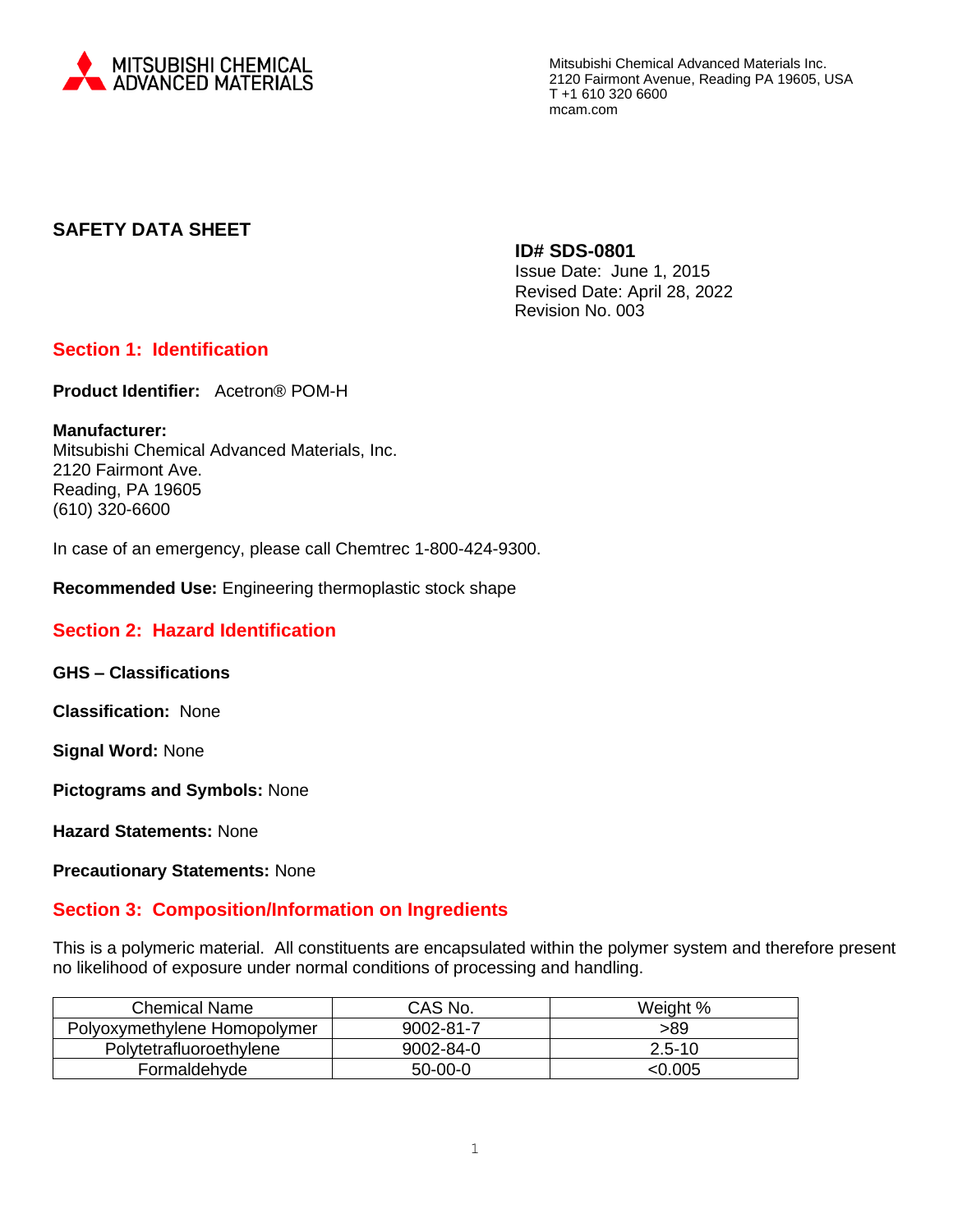MITSUBISHI CHEMICAL ADVANCED MATERIALS

Mitsubishi Chemical Advanced Materials Inc.
2120 Fairmont Avenue, Reading PA 19605, USA
T +1 610 320 6600
mcam.com

# SAFETY DATA SHEET

**ID# SDS-0801**
Issue Date: June 1, 2015
Revised Date: April 28, 2022
Revision No. 003

## Section 1: Identification

**Product Identifier:** Acetron® POM-H

**Manufacturer:**
Mitsubishi Chemical Advanced Materials, Inc.
2120 Fairmont Ave.
Reading, PA 19605
(610) 320-6600

In case of an emergency, please call Chemtrec 1-800-424-9300.

**Recommended Use:** Engineering thermoplastic stock shape

## Section 2: Hazard Identification

**GHS – Classifications**

**Classification:** None

**Signal Word:** None

**Pictograms and Symbols:** None

**Hazard Statements:** None

**Precautionary Statements:** None

## Section 3: Composition/Information on Ingredients

This is a polymeric material. All constituents are encapsulated within the polymer system and therefore present no likelihood of exposure under normal conditions of processing and handling.

| Chemical Name | CAS No. | Weight % |
|---|---|---|
| Polyoxymethylene Homopolymer | 9002-81-7 | >89 |
| Polytetrafluoroethylene | 9002-84-0 | 2.5-10 |
| Formaldehyde | 50-00-0 | <0.005 |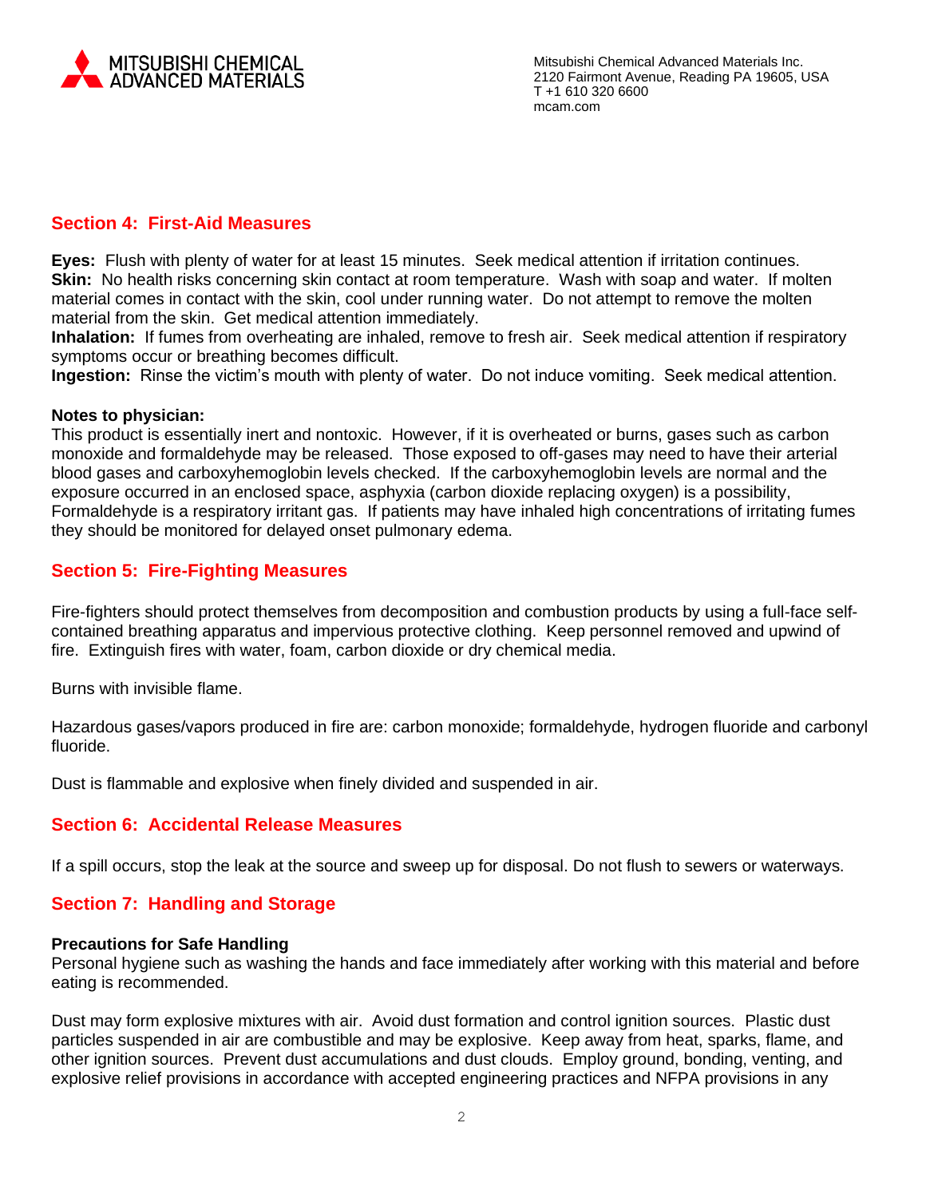## Section 4: First-Aid Measures

**Eyes:** Flush with plenty of water for at least 15 minutes. Seek medical attention if irritation continues.
**Skin:** No health risks concerning skin contact at room temperature. Wash with soap and water. If molten material comes in contact with the skin, cool under running water. Do not attempt to remove the molten material from the skin. Get medical attention immediately.
**Inhalation:** If fumes from overheating are inhaled, remove to fresh air. Seek medical attention if respiratory symptoms occur or breathing becomes difficult.
**Ingestion:** Rinse the victim's mouth with plenty of water. Do not induce vomiting. Seek medical attention.

**Notes to physician:**
This product is essentially inert and nontoxic. However, if it is overheated or burns, gases such as carbon monoxide and formaldehyde may be released. Those exposed to off-gases may need to have their arterial blood gases and carboxyhemoglobin levels checked. If the carboxyhemoglobin levels are normal and the exposure occurred in an enclosed space, asphyxia (carbon dioxide replacing oxygen) is a possibility, Formaldehyde is a respiratory irritant gas. If patients may have inhaled high concentrations of irritating fumes they should be monitored for delayed onset pulmonary edema.

## Section 5: Fire-Fighting Measures

Fire-fighters should protect themselves from decomposition and combustion products by using a full-face self-contained breathing apparatus and impervious protective clothing. Keep personnel removed and upwind of fire. Extinguish fires with water, foam, carbon dioxide or dry chemical media.

Burns with invisible flame.

Hazardous gases/vapors produced in fire are: carbon monoxide; formaldehyde, hydrogen fluoride and carbonyl fluoride.

Dust is flammable and explosive when finely divided and suspended in air.

## Section 6: Accidental Release Measures

If a spill occurs, stop the leak at the source and sweep up for disposal. Do not flush to sewers or waterways.

## Section 7: Handling and Storage

**Precautions for Safe Handling**
Personal hygiene such as washing the hands and face immediately after working with this material and before eating is recommended.

Dust may form explosive mixtures with air. Avoid dust formation and control ignition sources. Plastic dust particles suspended in air are combustible and may be explosive. Keep away from heat, sparks, flame, and other ignition sources. Prevent dust accumulations and dust clouds. Employ ground, bonding, venting, and explosive relief provisions in accordance with accepted engineering practices and NFPA provisions in any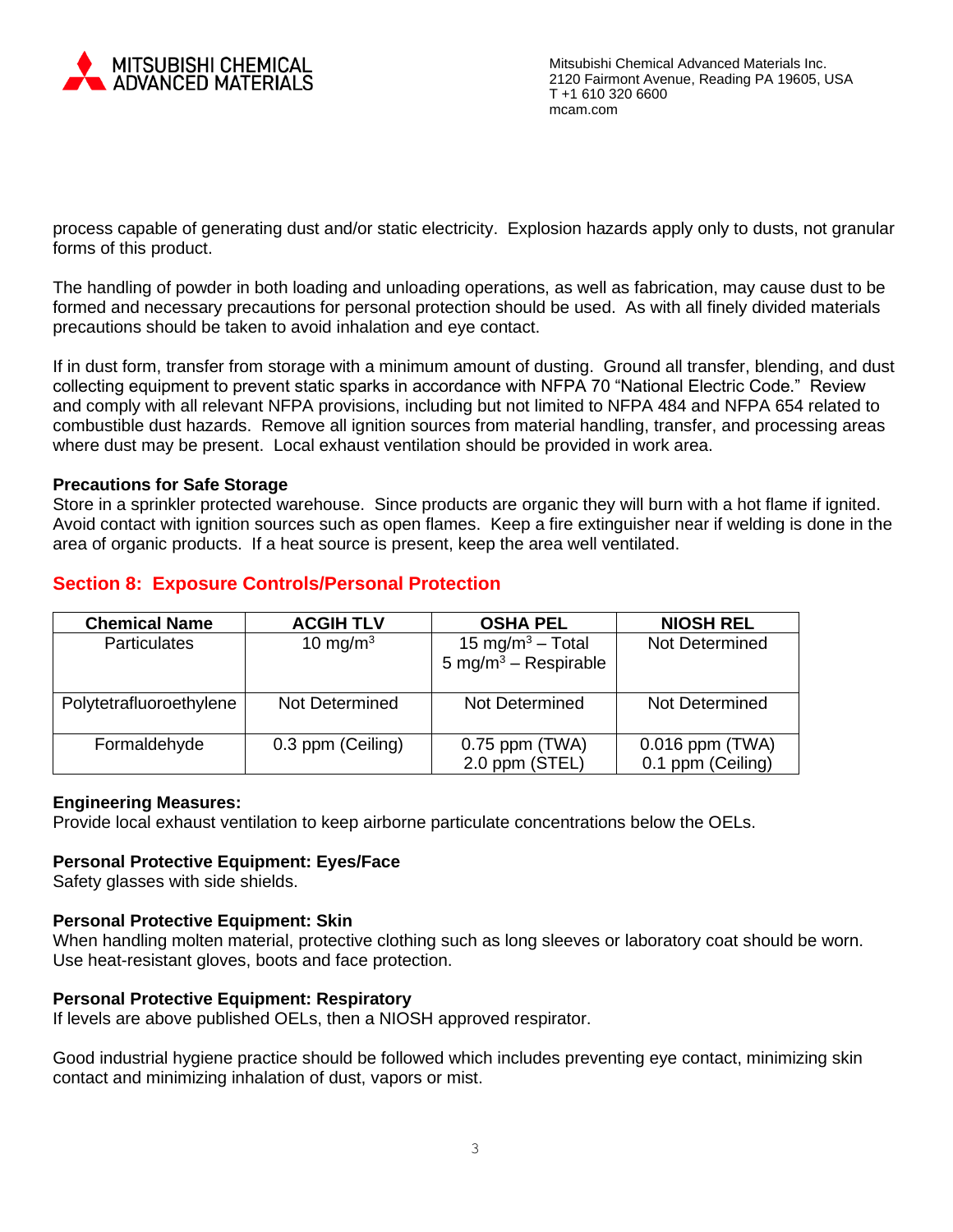process capable of generating dust and/or static electricity. Explosion hazards apply only to dusts, not granular forms of this product.

The handling of powder in both loading and unloading operations, as well as fabrication, may cause dust to be formed and necessary precautions for personal protection should be used. As with all finely divided materials precautions should be taken to avoid inhalation and eye contact.

If in dust form, transfer from storage with a minimum amount of dusting. Ground all transfer, blending, and dust collecting equipment to prevent static sparks in accordance with NFPA 70 "National Electric Code." Review and comply with all relevant NFPA provisions, including but not limited to NFPA 484 and NFPA 654 related to combustible dust hazards. Remove all ignition sources from material handling, transfer, and processing areas where dust may be present. Local exhaust ventilation should be provided in work area.

**Precautions for Safe Storage**
Store in a sprinkler protected warehouse. Since products are organic they will burn with a hot flame if ignited. Avoid contact with ignition sources such as open flames. Keep a fire extinguisher near if welding is done in the area of organic products. If a heat source is present, keep the area well ventilated.

## Section 8: Exposure Controls/Personal Protection

| Chemical Name | ACGIH TLV | OSHA PEL | NIOSH REL |
|---|---|---|---|
| Particulates | 10 $mg/m^3$ | 15 $mg/m^3$ – Total<br>5 $mg/m^3$ – Respirable | Not Determined |
| Polytetrafluoroethylene | Not Determined | Not Determined | Not Determined |
| Formaldehyde | 0.3 ppm (Ceiling) | 0.75 ppm (TWA)<br>2.0 ppm (STEL) | 0.016 ppm (TWA)<br>0.1 ppm (Ceiling) |

**Engineering Measures:**
Provide local exhaust ventilation to keep airborne particulate concentrations below the OELs.

**Personal Protective Equipment: Eyes/Face**
Safety glasses with side shields.

**Personal Protective Equipment: Skin**
When handling molten material, protective clothing such as long sleeves or laboratory coat should be worn. Use heat-resistant gloves, boots and face protection.

**Personal Protective Equipment: Respiratory**
If levels are above published OELs, then a NIOSH approved respirator.

Good industrial hygiene practice should be followed which includes preventing eye contact, minimizing skin contact and minimizing inhalation of dust, vapors or mist.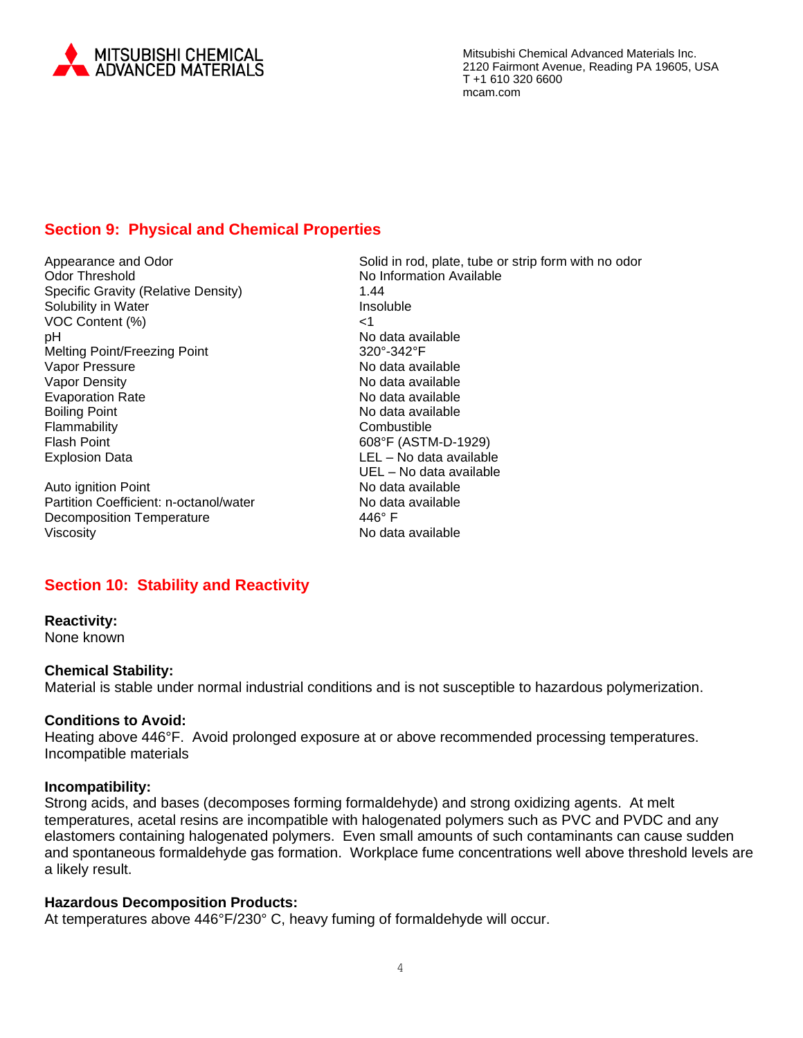## Section 9: Physical and Chemical Properties

| Property | Value |
|---|---|
| Appearance and Odor | Solid in rod, plate, tube or strip form with no odor |
| Odor Threshold | No Information Available |
| Specific Gravity (Relative Density) | 1.44 |
| Solubility in Water | Insoluble |
| VOC Content (%) | <1 |
| pH | No data available |
| Melting Point/Freezing Point | 320°-342°F |
| Vapor Pressure | No data available |
| Vapor Density | No data available |
| Evaporation Rate | No data available |
| Boiling Point | No data available |
| Flammability | Combustible |
| Flash Point | 608°F (ASTM-D-1929) |
| Explosion Data | LEL – No data available<br>UEL – No data available |
| Auto ignition Point | No data available |
| Partition Coefficient: n-octanol/water | No data available |
| Decomposition Temperature | 446° F |
| Viscosity | No data available |

## Section 10: Stability and Reactivity

**Reactivity:**
None known

**Chemical Stability:**
Material is stable under normal industrial conditions and is not susceptible to hazardous polymerization.

**Conditions to Avoid:**
Heating above 446°F. Avoid prolonged exposure at or above recommended processing temperatures.
Incompatible materials

**Incompatibility:**
Strong acids, and bases (decomposes forming formaldehyde) and strong oxidizing agents. At melt temperatures, acetal resins are incompatible with halogenated polymers such as PVC and PVDC and any elastomers containing halogenated polymers. Even small amounts of such contaminants can cause sudden and spontaneous formaldehyde gas formation. Workplace fume concentrations well above threshold levels are a likely result.

**Hazardous Decomposition Products:**
At temperatures above 446°F/230° C, heavy fuming of formaldehyde will occur.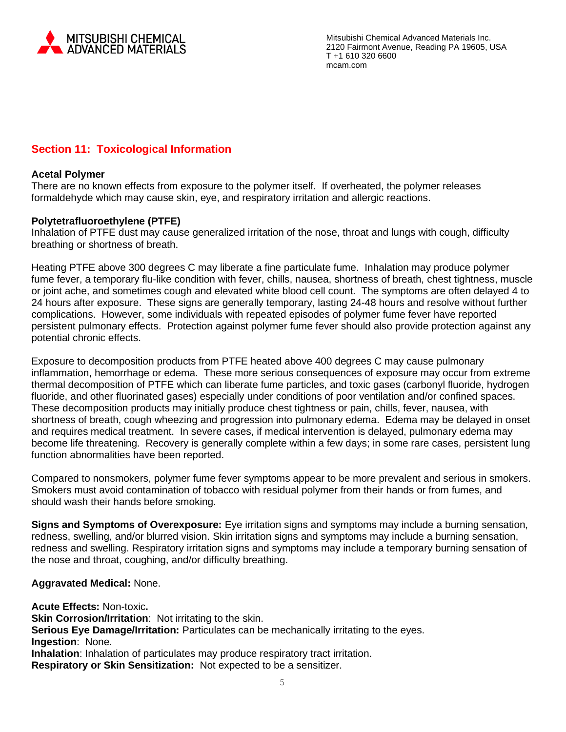## Section 11: Toxicological Information

**Acetal Polymer**
There are no known effects from exposure to the polymer itself. If overheated, the polymer releases formaldehyde which may cause skin, eye, and respiratory irritation and allergic reactions.

**Polytetrafluoroethylene (PTFE)**
Inhalation of PTFE dust may cause generalized irritation of the nose, throat and lungs with cough, difficulty breathing or shortness of breath.

Heating PTFE above 300 degrees C may liberate a fine particulate fume. Inhalation may produce polymer fume fever, a temporary flu-like condition with fever, chills, nausea, shortness of breath, chest tightness, muscle or joint ache, and sometimes cough and elevated white blood cell count. The symptoms are often delayed 4 to 24 hours after exposure. These signs are generally temporary, lasting 24-48 hours and resolve without further complications. However, some individuals with repeated episodes of polymer fume fever have reported persistent pulmonary effects. Protection against polymer fume fever should also provide protection against any potential chronic effects.

Exposure to decomposition products from PTFE heated above 400 degrees C may cause pulmonary inflammation, hemorrhage or edema. These more serious consequences of exposure may occur from extreme thermal decomposition of PTFE which can liberate fume particles, and toxic gases (carbonyl fluoride, hydrogen fluoride, and other fluorinated gases) especially under conditions of poor ventilation and/or confined spaces. These decomposition products may initially produce chest tightness or pain, chills, fever, nausea, with shortness of breath, cough wheezing and progression into pulmonary edema. Edema may be delayed in onset and requires medical treatment. In severe cases, if medical intervention is delayed, pulmonary edema may become life threatening. Recovery is generally complete within a few days; in some rare cases, persistent lung function abnormalities have been reported.

Compared to nonsmokers, polymer fume fever symptoms appear to be more prevalent and serious in smokers. Smokers must avoid contamination of tobacco with residual polymer from their hands or from fumes, and should wash their hands before smoking.

**Signs and Symptoms of Overexposure:** Eye irritation signs and symptoms may include a burning sensation, redness, swelling, and/or blurred vision. Skin irritation signs and symptoms may include a burning sensation, redness and swelling. Respiratory irritation signs and symptoms may include a temporary burning sensation of the nose and throat, coughing, and/or difficulty breathing.

**Aggravated Medical:** None.

**Acute Effects:** Non-toxic**.**
**Skin Corrosion/Irritation**: Not irritating to the skin.
**Serious Eye Damage/Irritation:** Particulates can be mechanically irritating to the eyes.
**Ingestion**: None.
**Inhalation**: Inhalation of particulates may produce respiratory tract irritation.
**Respiratory or Skin Sensitization:** Not expected to be a sensitizer.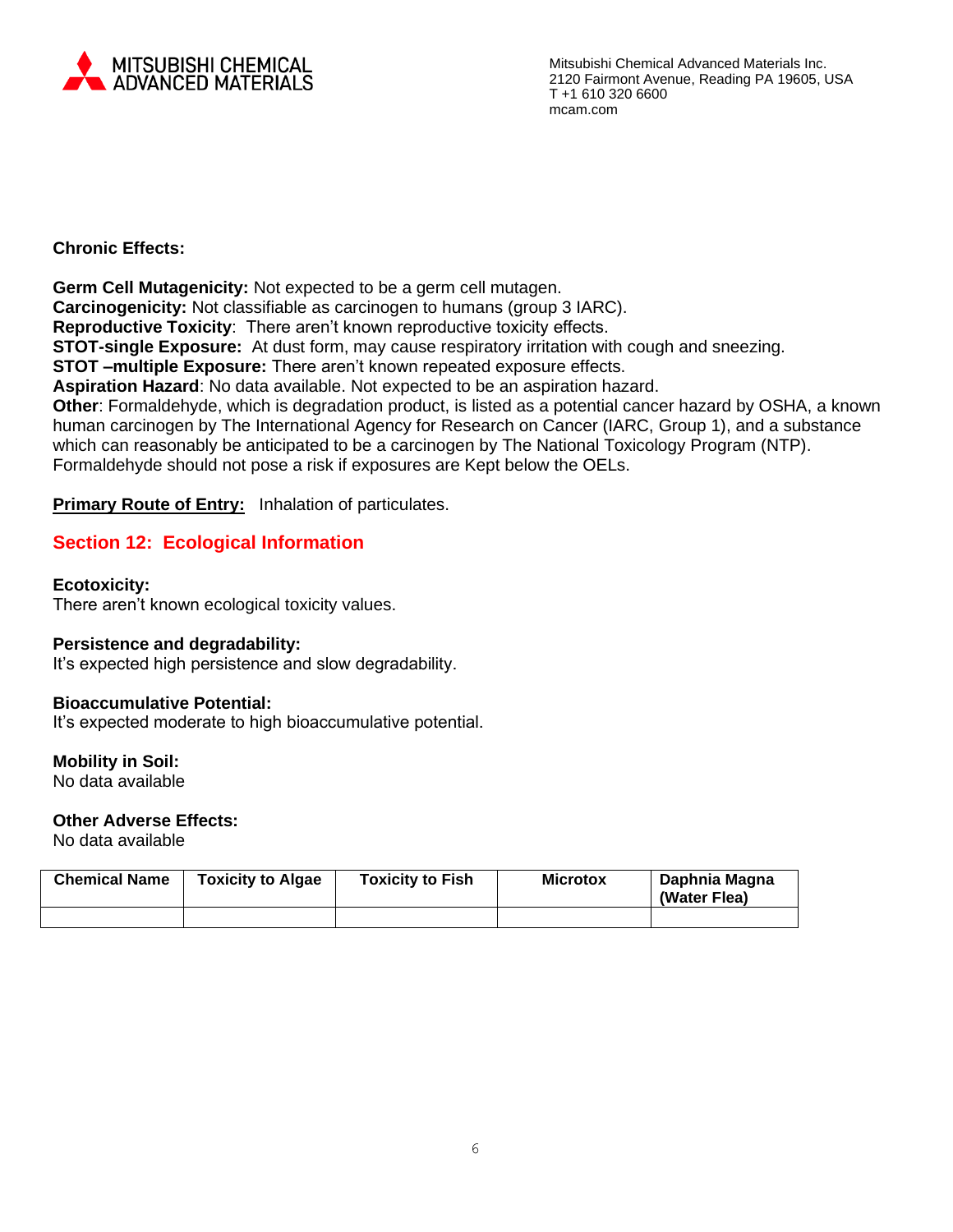**Chronic Effects:**

**Germ Cell Mutagenicity:** Not expected to be a germ cell mutagen.
**Carcinogenicity:** Not classifiable as carcinogen to humans (group 3 IARC).
**Reproductive Toxicity**: There aren't known reproductive toxicity effects.
**STOT-single Exposure:** At dust form, may cause respiratory irritation with cough and sneezing.
**STOT –multiple Exposure:** There aren't known repeated exposure effects.
**Aspiration Hazard**: No data available. Not expected to be an aspiration hazard.
**Other**: Formaldehyde, which is degradation product, is listed as a potential cancer hazard by OSHA, a known human carcinogen by The International Agency for Research on Cancer (IARC, Group 1), and a substance which can reasonably be anticipated to be a carcinogen by The National Toxicology Program (NTP). Formaldehyde should not pose a risk if exposures are Kept below the OELs.

**Primary Route of Entry:** Inhalation of particulates.

## Section 12: Ecological Information

**Ecotoxicity:**
There aren't known ecological toxicity values.

**Persistence and degradability:**
It's expected high persistence and slow degradability.

**Bioaccumulative Potential:**
It's expected moderate to high bioaccumulative potential.

**Mobility in Soil:**
No data available

**Other Adverse Effects:**
No data available

| Chemical Name | Toxicity to Algae | Toxicity to Fish | Microtox | Daphnia Magna (Water Flea) |
|---|---|---|---|---|
| | | | | |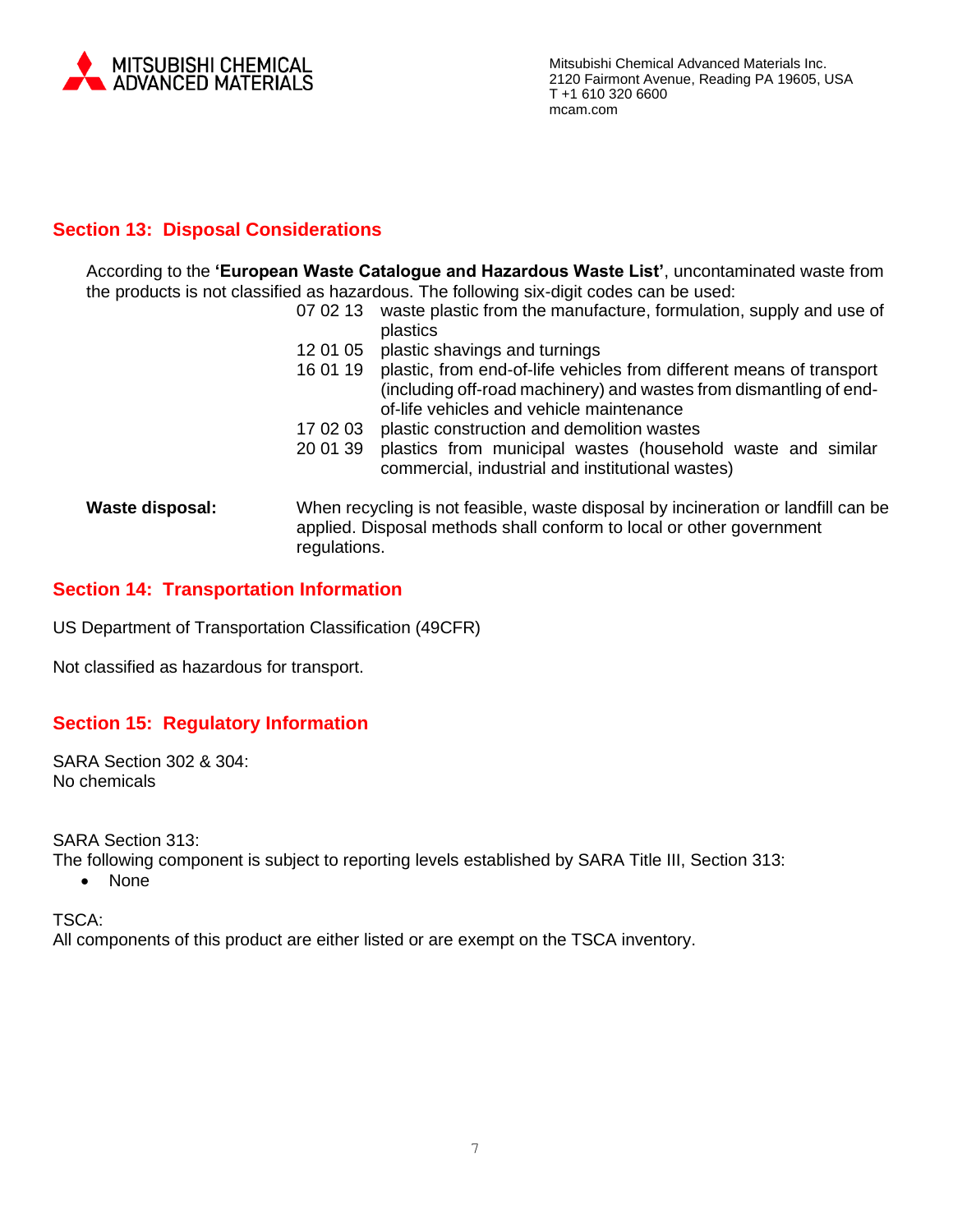## Section 13: Disposal Considerations

According to the **'European Waste Catalogue and Hazardous Waste List'**, uncontaminated waste from the products is not classified as hazardous. The following six-digit codes can be used:

| Code | Description |
|---|---|
| 07 02 13 | waste plastic from the manufacture, formulation, supply and use of plastics |
| 12 01 05 | plastic shavings and turnings |
| 16 01 19 | plastic, from end-of-life vehicles from different means of transport (including off-road machinery) and wastes from dismantling of end-of-life vehicles and vehicle maintenance |
| 17 02 03 | plastic construction and demolition wastes |
| 20 01 39 | plastics from municipal wastes (household waste and similar commercial, industrial and institutional wastes) |

**Waste disposal:** When recycling is not feasible, waste disposal by incineration or landfill can be applied. Disposal methods shall conform to local or other government regulations.

## Section 14: Transportation Information

US Department of Transportation Classification (49CFR)

Not classified as hazardous for transport.

## Section 15: Regulatory Information

SARA Section 302 & 304:
No chemicals

SARA Section 313:
The following component is subject to reporting levels established by SARA Title III, Section 313:

- None

TSCA:
All components of this product are either listed or are exempt on the TSCA inventory.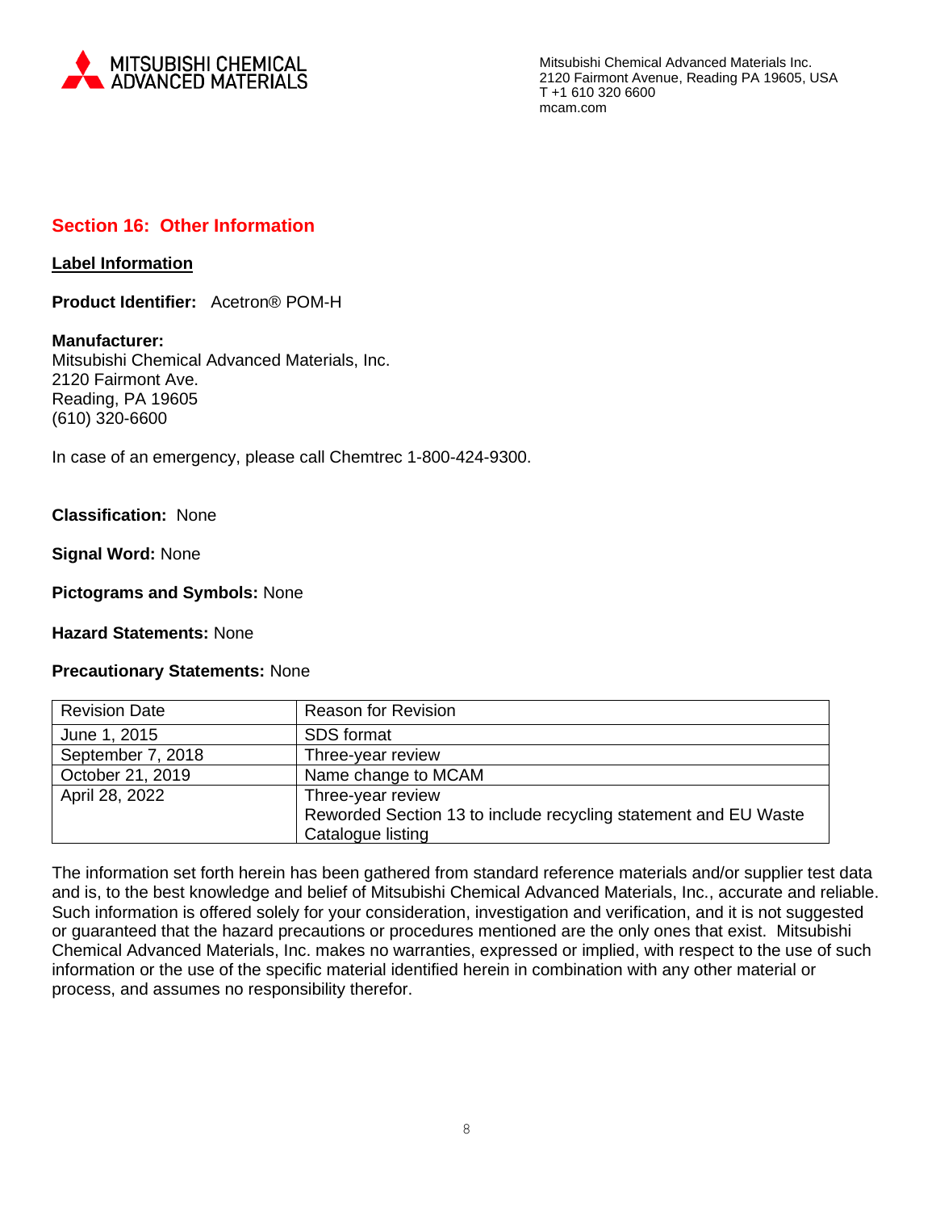## Section 16: Other Information

**Label Information**

**Product Identifier:** Acetron® POM-H

**Manufacturer:**
Mitsubishi Chemical Advanced Materials, Inc.
2120 Fairmont Ave.
Reading, PA 19605
(610) 320-6600

In case of an emergency, please call Chemtrec 1-800-424-9300.

**Classification:** None

**Signal Word:** None

**Pictograms and Symbols:** None

**Hazard Statements:** None

**Precautionary Statements:** None

| Revision Date | Reason for Revision |
|---|---|
| June 1, 2015 | SDS format |
| September 7, 2018 | Three-year review |
| October 21, 2019 | Name change to MCAM |
| April 28, 2022 | Three-year review<br>Reworded Section 13 to include recycling statement and EU Waste Catalogue listing |

The information set forth herein has been gathered from standard reference materials and/or supplier test data and is, to the best knowledge and belief of Mitsubishi Chemical Advanced Materials, Inc., accurate and reliable. Such information is offered solely for your consideration, investigation and verification, and it is not suggested or guaranteed that the hazard precautions or procedures mentioned are the only ones that exist. Mitsubishi Chemical Advanced Materials, Inc. makes no warranties, expressed or implied, with respect to the use of such information or the use of the specific material identified herein in combination with any other material or process, and assumes no responsibility therefor.